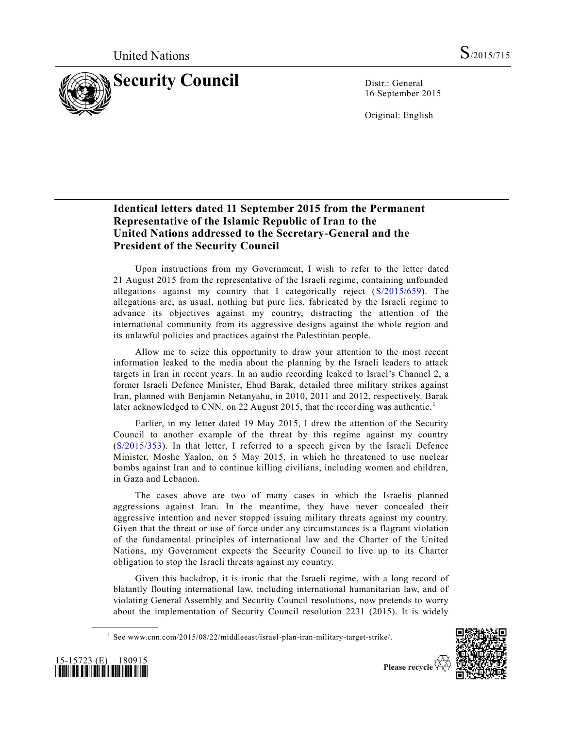United Nations S/2015/715

# Security Council

Distr.: General
16 September 2015

Original: English

## Identical letters dated 11 September 2015 from the Permanent Representative of the Islamic Republic of Iran to the United Nations addressed to the Secretary-General and the President of the Security Council

Upon instructions from my Government, I wish to refer to the letter dated 21 August 2015 from the representative of the Israeli regime, containing unfounded allegations against my country that I categorically reject (S/2015/659). The allegations are, as usual, nothing but pure lies, fabricated by the Israeli regime to advance its objectives against my country, distracting the attention of the international community from its aggressive designs against the whole region and its unlawful policies and practices against the Palestinian people.

Allow me to seize this opportunity to draw your attention to the most recent information leaked to the media about the planning by the Israeli leaders to attack targets in Iran in recent years. In an audio recording leaked to Israel's Channel 2, a former Israeli Defence Minister, Ehud Barak, detailed three military strikes against Iran, planned with Benjamin Netanyahu, in 2010, 2011 and 2012, respectively. Barak later acknowledged to CNN, on 22 August 2015, that the recording was authentic.[1]

Earlier, in my letter dated 19 May 2015, I drew the attention of the Security Council to another example of the threat by this regime against my country (S/2015/353). In that letter, I referred to a speech given by the Israeli Defence Minister, Moshe Yaalon, on 5 May 2015, in which he threatened to use nuclear bombs against Iran and to continue killing civilians, including women and children, in Gaza and Lebanon.

The cases above are two of many cases in which the Israelis planned aggressions against Iran. In the meantime, they have never concealed their aggressive intention and never stopped issuing military threats against my country. Given that the threat or use of force under any circumstances is a flagrant violation of the fundamental principles of international law and the Charter of the United Nations, my Government expects the Security Council to live up to its Charter obligation to stop the Israeli threats against my country.

Given this backdrop, it is ironic that the Israeli regime, with a long record of blatantly flouting international law, including international humanitarian law, and of violating General Assembly and Security Council resolutions, now pretends to worry about the implementation of Security Council resolution 2231 (2015). It is widely

[1] See www.cnn.com/2015/08/22/middleeast/israel-plan-iran-military-target-strike/.

15-15723 (E) 180915

Please recycle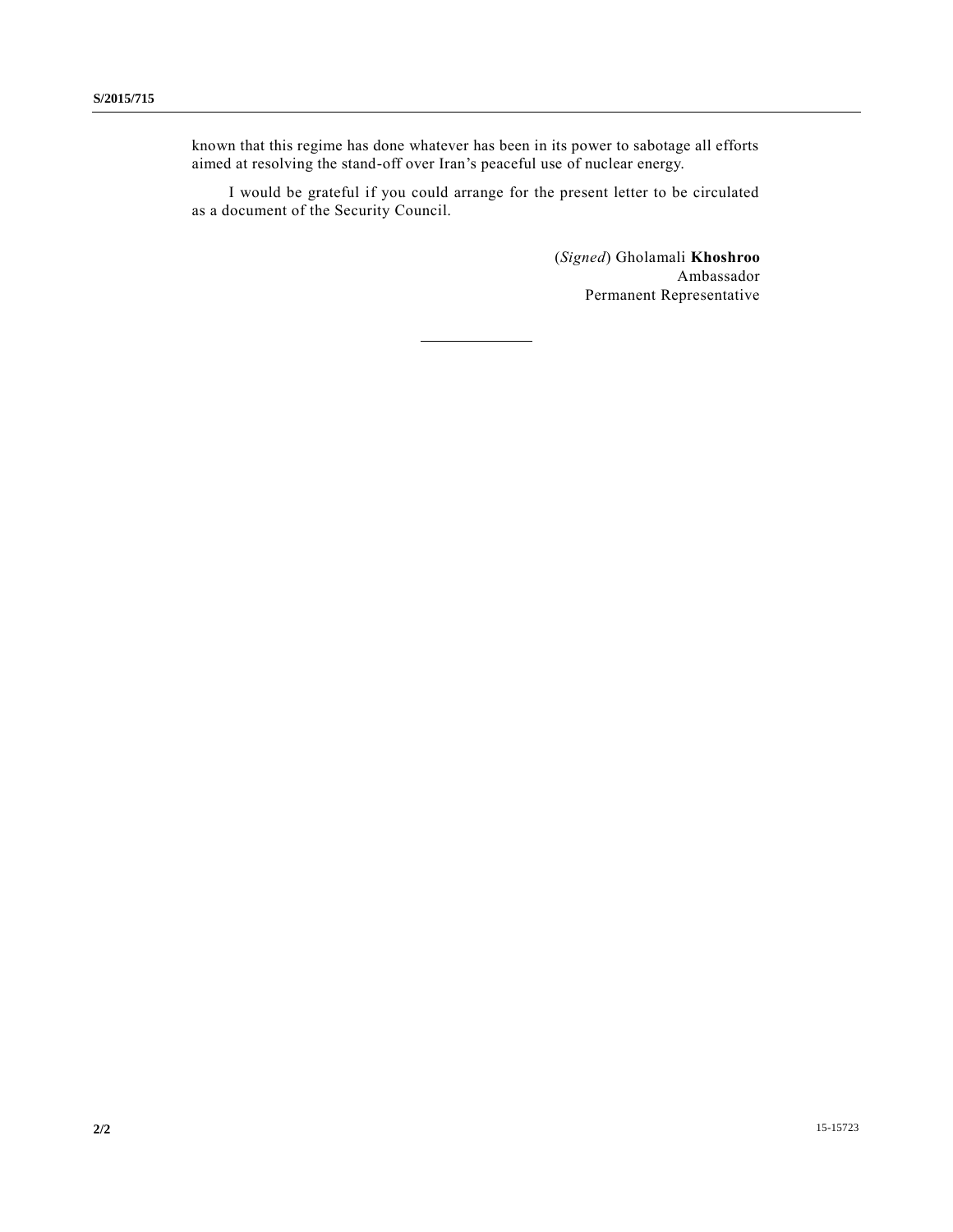known that this regime has done whatever has been in its power to sabotage all efforts aimed at resolving the stand-off over Iran's peaceful use of nuclear energy.

I would be grateful if you could arrange for the present letter to be circulated as a document of the Security Council.

(*Signed*) Gholamali **Khoshroo**
Ambassador
Permanent Representative